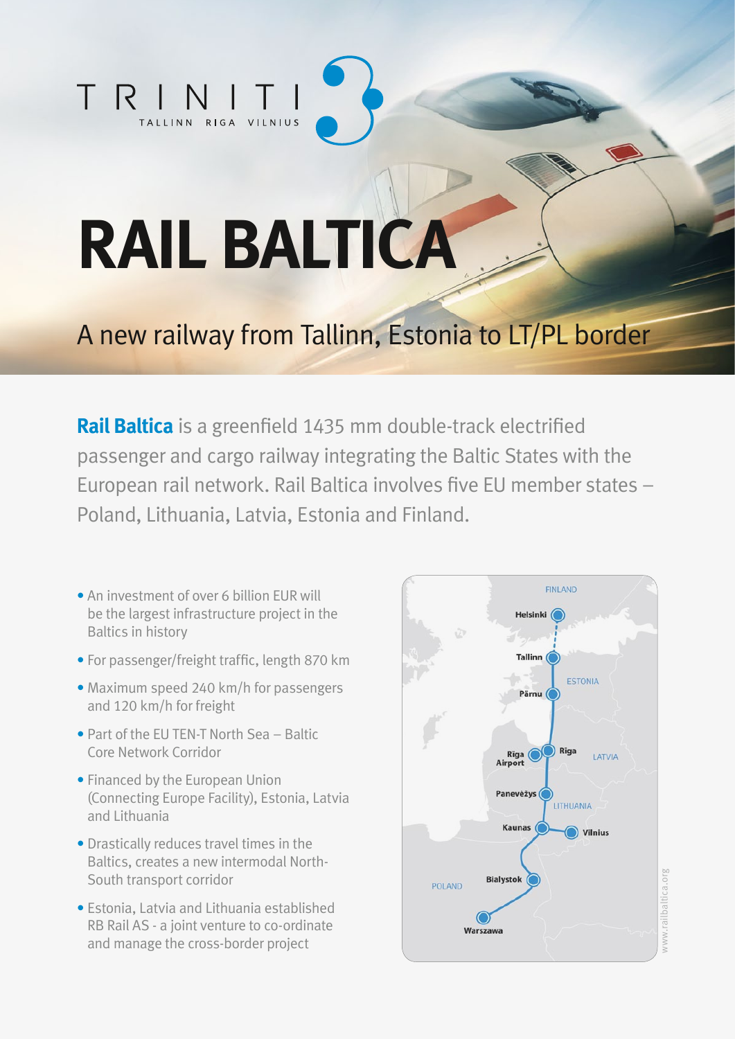TRINITI

TALLINN RIGA VILNIUS

# RAIL BALTICA

## A new railway from Tallinn, Estonia to LT/PL border

**Rail Baltica** is a greenfield 1435 mm double-track electrified passenger and cargo railway integrating the Baltic States with the European rail network. Rail Baltica involves five EU member states – Poland, Lithuania, Latvia, Estonia and Finland.

- An investment of over 6 billion EUR will be the largest infrastructure project in the Baltics in history
- For passenger/freight traffic, length 870 km
- Maximum speed 240 km/h for passengers and 120 km/h for freight
- Part of the EU TEN-T North Sea – Baltic Core Network Corridor
- Financed by the European Union (Connecting Europe Facility), Estonia, Latvia and Lithuania
- Drastically reduces travel times in the Baltics, creates a new intermodal North-South transport corridor
- Estonia, Latvia and Lithuania established RB Rail AS - a joint venture to co-ordinate and manage the cross-border project

FINLAND
Helsinki
Tallinn
ESTONIA
Pärnu
Riga Airport
Riga
LATVIA
Panevėžys
LITHUANIA
Kaunas
Vilnius
POLAND
Bialystok
Warszawa

www.railbaltica.org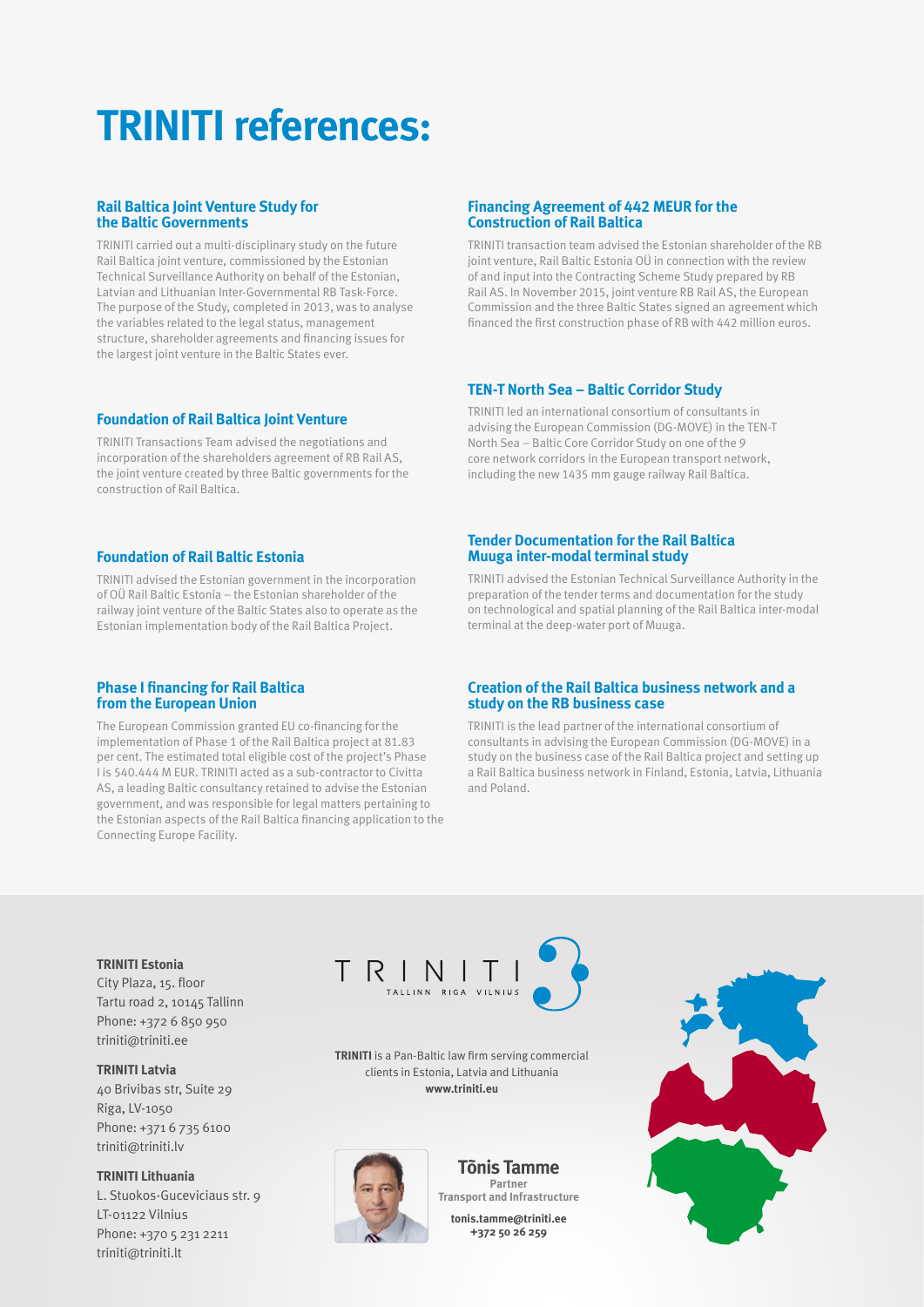# TRINITI references:

### Rail Baltica Joint Venture Study for the Baltic Governments

TRINITI carried out a multi-disciplinary study on the future Rail Baltica joint venture, commissioned by the Estonian Technical Surveillance Authority on behalf of the Estonian, Latvian and Lithuanian Inter-Governmental RB Task-Force. The purpose of the Study, completed in 2013, was to analyse the variables related to the legal status, management structure, shareholder agreements and financing issues for the largest joint venture in the Baltic States ever.

### Foundation of Rail Baltica Joint Venture

TRINITI Transactions Team advised the negotiations and incorporation of the shareholders agreement of RB Rail AS, the joint venture created by three Baltic governments for the construction of Rail Baltica.

### Foundation of Rail Baltic Estonia

TRINITI advised the Estonian government in the incorporation of OÜ Rail Baltic Estonia – the Estonian shareholder of the railway joint venture of the Baltic States also to operate as the Estonian implementation body of the Rail Baltica Project.

### Phase I financing for Rail Baltica from the European Union

The European Commission granted EU co-financing for the implementation of Phase 1 of the Rail Baltica project at 81.83 per cent. The estimated total eligible cost of the project's Phase I is 540.444 M EUR. TRINITI acted as a sub-contractor to Civitta AS, a leading Baltic consultancy retained to advise the Estonian government, and was responsible for legal matters pertaining to the Estonian aspects of the Rail Baltica financing application to the Connecting Europe Facility.

### Financing Agreement of 442 MEUR for the Construction of Rail Baltica

TRINITI transaction team advised the Estonian shareholder of the RB joint venture, Rail Baltic Estonia OÜ in connection with the review of and input into the Contracting Scheme Study prepared by RB Rail AS. In November 2015, joint venture RB Rail AS, the European Commission and the three Baltic States signed an agreement which financed the first construction phase of RB with 442 million euros.

### TEN-T North Sea – Baltic Corridor Study

TRINITI led an international consortium of consultants in advising the European Commission (DG-MOVE) in the TEN-T North Sea – Baltic Core Corridor Study on one of the 9 core network corridors in the European transport network, including the new 1435 mm gauge railway Rail Baltica.

### Tender Documentation for the Rail Baltica Muuga inter-modal terminal study

TRINITI advised the Estonian Technical Surveillance Authority in the preparation of the tender terms and documentation for the study on technological and spatial planning of the Rail Baltica inter-modal terminal at the deep-water port of Muuga.

### Creation of the Rail Baltica business network and a study on the RB business case

TRINITI is the lead partner of the international consortium of consultants in advising the European Commission (DG-MOVE) in a study on the business case of the Rail Baltica project and setting up a Rail Baltica business network in Finland, Estonia, Latvia, Lithuania and Poland.

**TRINITI Estonia**
City Plaza, 15. floor
Tartu road 2, 10145 Tallinn
Phone: +372 6 850 950
triniti@triniti.ee

**TRINITI Latvia**
40 Brivibas str, Suite 29
Riga, LV-1050
Phone: +371 6 735 6100
triniti@triniti.lv

**TRINITI Lithuania**
L. Stuokos-Guceviciaus str. 9
LT-01122 Vilnius
Phone: +370 5 231 2211
triniti@triniti.lt

TRINITI
TALLINN RIGA VILNIUS

**TRINITI** is a Pan-Baltic law firm serving commercial clients in Estonia, Latvia and Lithuania
**www.triniti.eu**

**Tõnis Tamme**
**Partner**
**Transport and Infrastructure**
**tonis.tamme@triniti.ee**
**+372 50 26 259**